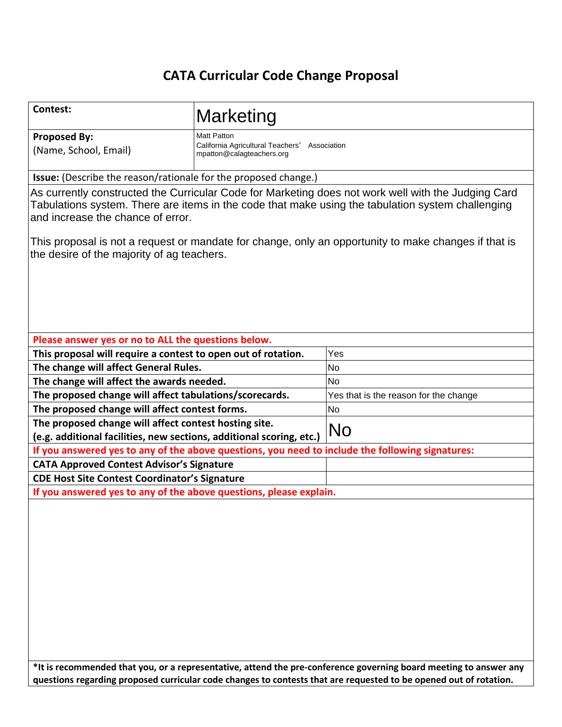# CATA Curricular Code Change Proposal

| **Contest:** | Marketing |
| --- | --- |
| **Proposed By:** (Name, School, Email) | Matt Patton<br>California Agricultural Teachers' Association<br>mpatton@calagteachers.org |

**Issue:** (Describe the reason/rationale for the proposed change.)

As currently constructed the Curricular Code for Marketing does not work well with the Judging Card Tabulations system. There are items in the code that make using the tabulation system challenging and increase the chance of error.

This proposal is not a request or mandate for change, only an opportunity to make changes if that is the desire of the majority of ag teachers.

**Please answer yes or no to ALL the questions below.**

| Question | Answer |
| --- | --- |
| **This proposal will require a contest to open out of rotation.** | Yes |
| **The change will affect General Rules.** | No |
| **The change will affect the awards needed.** | No |
| **The proposed change will affect tabulations/scorecards.** | Yes that is the reason for the change |
| **The proposed change will affect contest forms.** | No |
| **The proposed change will affect contest hosting site.** (e.g. additional facilities, new sections, additional scoring, etc.) | No |

**If you answered yes to any of the above questions, you need to include the following signatures:**

| Signature | |
| --- | --- |
| **CATA Approved Contest Advisor's Signature** | |
| **CDE Host Site Contest Coordinator's Signature** | |

**If you answered yes to any of the above questions, please explain.**

**\*It is recommended that you, or a representative, attend the pre-conference governing board meeting to answer any questions regarding proposed curricular code changes to contests that are requested to be opened out of rotation.**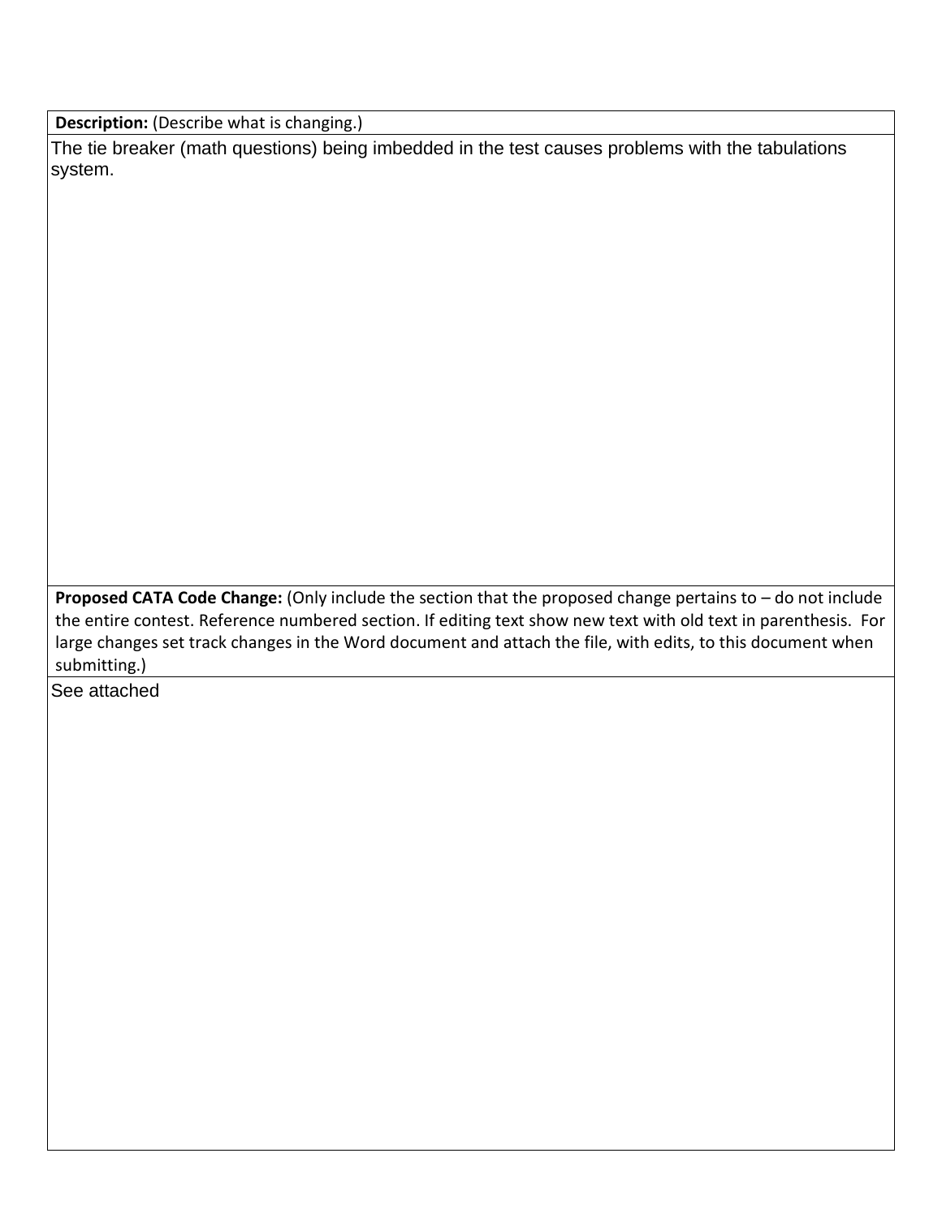**Description:** (Describe what is changing.)

The tie breaker (math questions) being imbedded in the test causes problems with the tabulations system.

**Proposed CATA Code Change:** (Only include the section that the proposed change pertains to – do not include the entire contest. Reference numbered section. If editing text show new text with old text in parenthesis. For large changes set track changes in the Word document and attach the file, with edits, to this document when submitting.)

See attached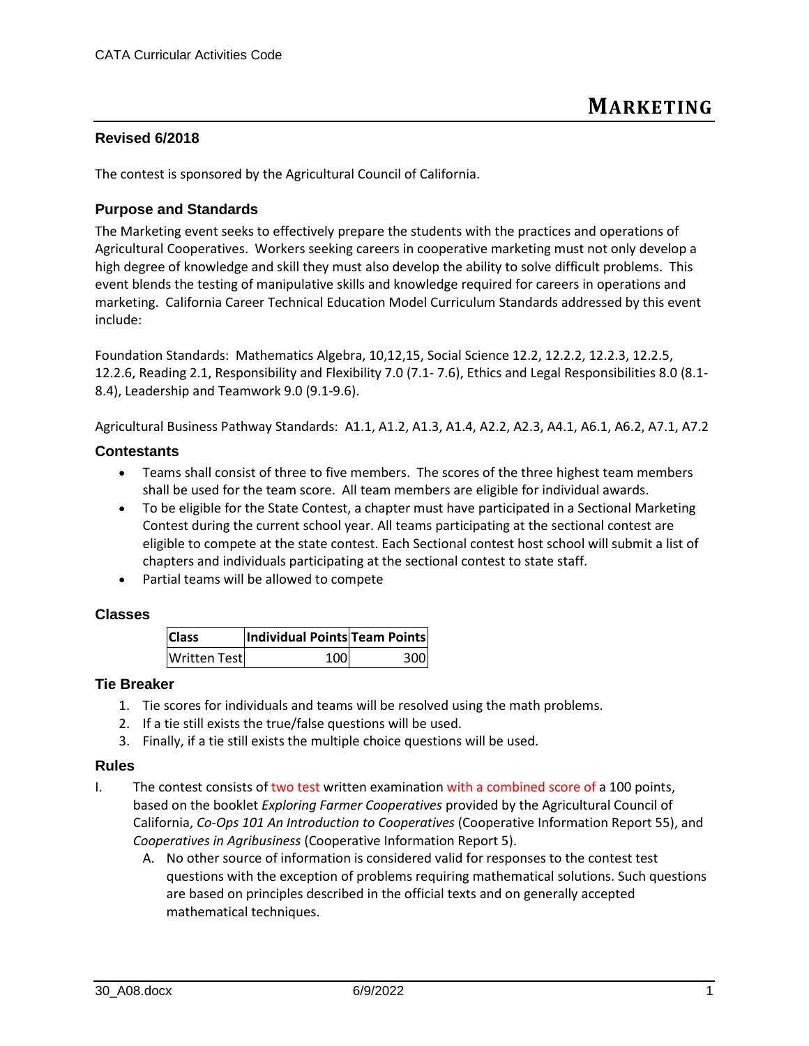Revised 6/2018

The contest is sponsored by the Agricultural Council of California.

# MARKETING

## Purpose and Standards

The Marketing event seeks to effectively prepare the students with the practices and operations of Agricultural Cooperatives. Workers seeking careers in cooperative marketing must not only develop a high degree of knowledge and skill they must also develop the ability to solve difficult problems. This event blends the testing of manipulative skills and knowledge required for careers in operations and marketing. California Career Technical Education Model Curriculum Standards addressed by this event include:

Foundation Standards: Mathematics Algebra, 10,12,15, Social Science 12.2, 12.2.2, 12.2.3, 12.2.5, 12.2.6, Reading 2.1, Responsibility and Flexibility 7.0 (7.1- 7.6), Ethics and Legal Responsibilities 8.0 (8.1-8.4), Leadership and Teamwork 9.0 (9.1-9.6).

Agricultural Business Pathway Standards: A1.1, A1.2, A1.3, A1.4, A2.2, A2.3, A4.1, A6.1, A6.2, A7.1, A7.2

## Contestants

- Teams shall consist of three to five members. The scores of the three highest team members shall be used for the team score. All team members are eligible for individual awards.
- To be eligible for the State Contest, a chapter must have participated in a Sectional Marketing Contest during the current school year. All teams participating at the sectional contest are eligible to compete at the state contest. Each Sectional contest host school will submit a list of chapters and individuals participating at the sectional contest to state staff.
- Partial teams will be allowed to compete

## Classes

| Class | Individual Points | Team Points |
|---|---|---|
| Written Test | 100 | 300 |

## Tie Breaker

1. Tie scores for individuals and teams will be resolved using the math problems.
2. If a tie still exists the true/false questions will be used.
3. Finally, if a tie still exists the multiple choice questions will be used.

## Rules

I. The contest consists of two test written examination with a combined score of a 100 points, based on the booklet *Exploring Farmer Cooperatives* provided by the Agricultural Council of California, *Co-Ops 101 An Introduction to Cooperatives* (Cooperative Information Report 55), and *Cooperatives in Agribusiness* (Cooperative Information Report 5).

   A. No other source of information is considered valid for responses to the contest test questions with the exception of problems requiring mathematical solutions. Such questions are based on principles described in the official texts and on generally accepted mathematical techniques.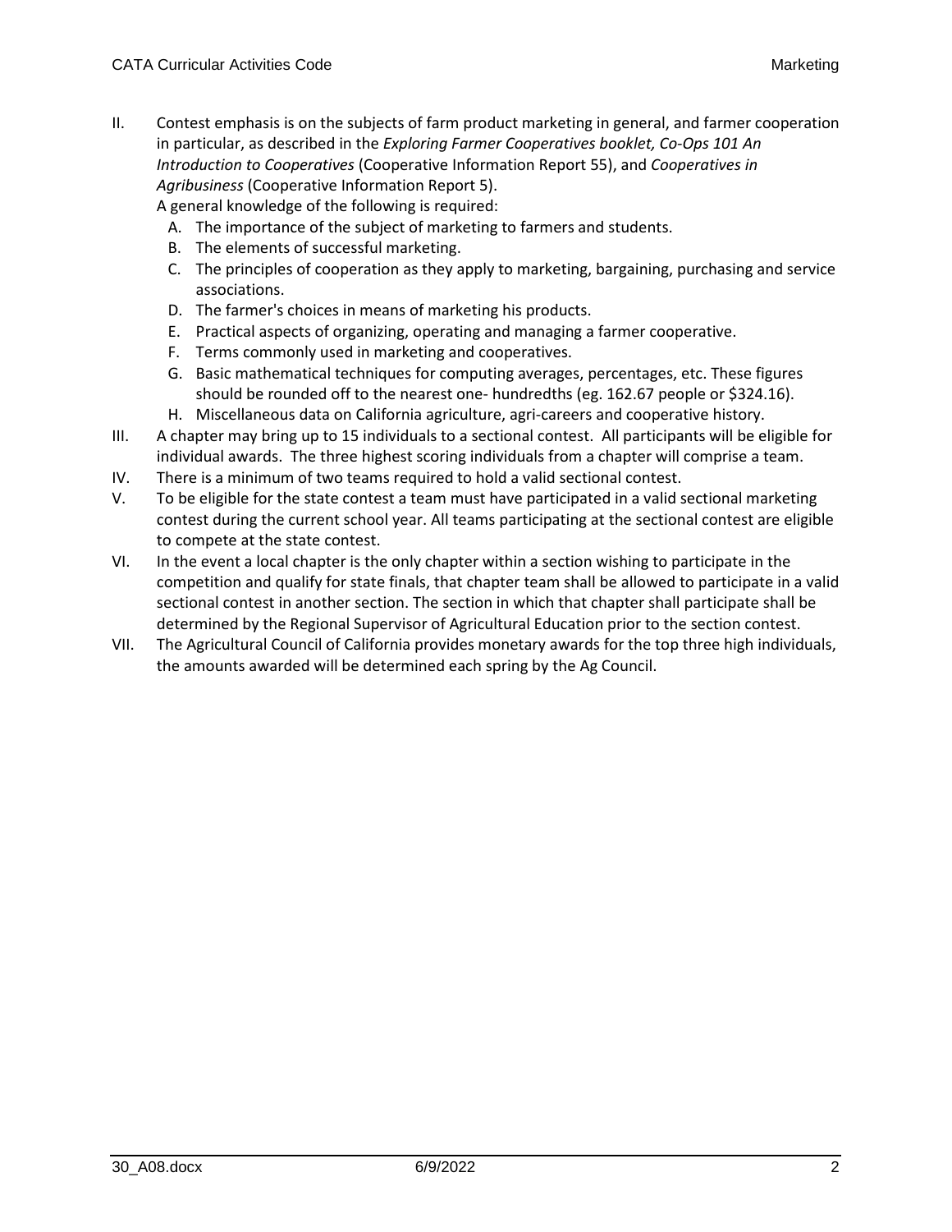II. Contest emphasis is on the subjects of farm product marketing in general, and farmer cooperation in particular, as described in the *Exploring Farmer Cooperatives booklet, Co-Ops 101 An Introduction to Cooperatives* (Cooperative Information Report 55), and *Cooperatives in Agribusiness* (Cooperative Information Report 5).

    A general knowledge of the following is required:

    A. The importance of the subject of marketing to farmers and students.
    B. The elements of successful marketing.
    C. The principles of cooperation as they apply to marketing, bargaining, purchasing and service associations.
    D. The farmer's choices in means of marketing his products.
    E. Practical aspects of organizing, operating and managing a farmer cooperative.
    F. Terms commonly used in marketing and cooperatives.
    G. Basic mathematical techniques for computing averages, percentages, etc. These figures should be rounded off to the nearest one- hundredths (eg. 162.67 people or $324.16).
    H. Miscellaneous data on California agriculture, agri-careers and cooperative history.

III. A chapter may bring up to 15 individuals to a sectional contest. All participants will be eligible for individual awards. The three highest scoring individuals from a chapter will comprise a team.

IV. There is a minimum of two teams required to hold a valid sectional contest.

V. To be eligible for the state contest a team must have participated in a valid sectional marketing contest during the current school year. All teams participating at the sectional contest are eligible to compete at the state contest.

VI. In the event a local chapter is the only chapter within a section wishing to participate in the competition and qualify for state finals, that chapter team shall be allowed to participate in a valid sectional contest in another section. The section in which that chapter shall participate shall be determined by the Regional Supervisor of Agricultural Education prior to the section contest.

VII. The Agricultural Council of California provides monetary awards for the top three high individuals, the amounts awarded will be determined each spring by the Ag Council.